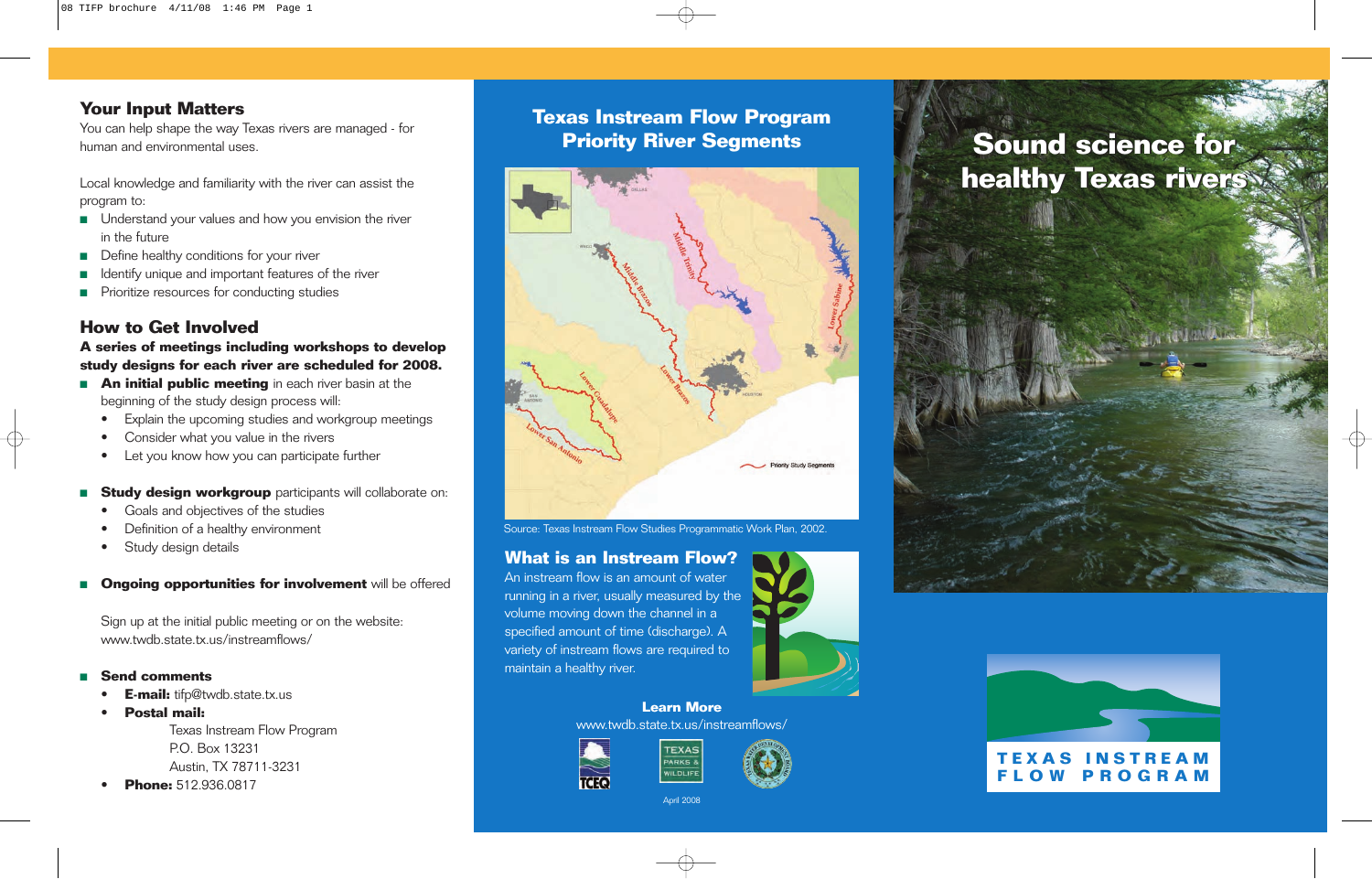## Your Input Matters

You can help shape the way Texas rivers are managed - for human and environmental uses.

Local knowledge and familiarity with the river can assist the program to:

- Understand your values and how you envision the river in the future
- Define healthy conditions for your river
- Identify unique and important features of the river
- Prioritize resources for conducting studies

## How to Get Involved

**A series of meetings including workshops to develop study designs for each river are scheduled for 2008.**

- **An initial public meeting** in each river basin at the beginning of the study design process will:
  - Explain the upcoming studies and workgroup meetings
  - Consider what you value in the rivers
  - Let you know how you can participate further

- **Study design workgroup** participants will collaborate on:
  - Goals and objectives of the studies
  - Definition of a healthy environment
  - Study design details

- **Ongoing opportunities for involvement** will be offered

  Sign up at the initial public meeting or on the website: www.twdb.state.tx.us/instreamflows/

- **Send comments**
  - **E-mail:** tifp@twdb.state.tx.us
  - **Postal mail:**

    Texas Instream Flow Program
    P.O. Box 13231
    Austin, TX 78711-3231
  - **Phone:** 512.936.0817

## Texas Instream Flow Program Priority River Segments

Source: Texas Instream Flow Studies Programmatic Work Plan, 2002.

## What is an Instream Flow?

An instream flow is an amount of water running in a river, usually measured by the volume moving down the channel in a specified amount of time (discharge). A variety of instream flows are required to maintain a healthy river.

**Learn More**

www.twdb.state.tx.us/instreamflows/

April 2008

# Sound science for healthy Texas rivers

TEXAS INSTREAM FLOW PROGRAM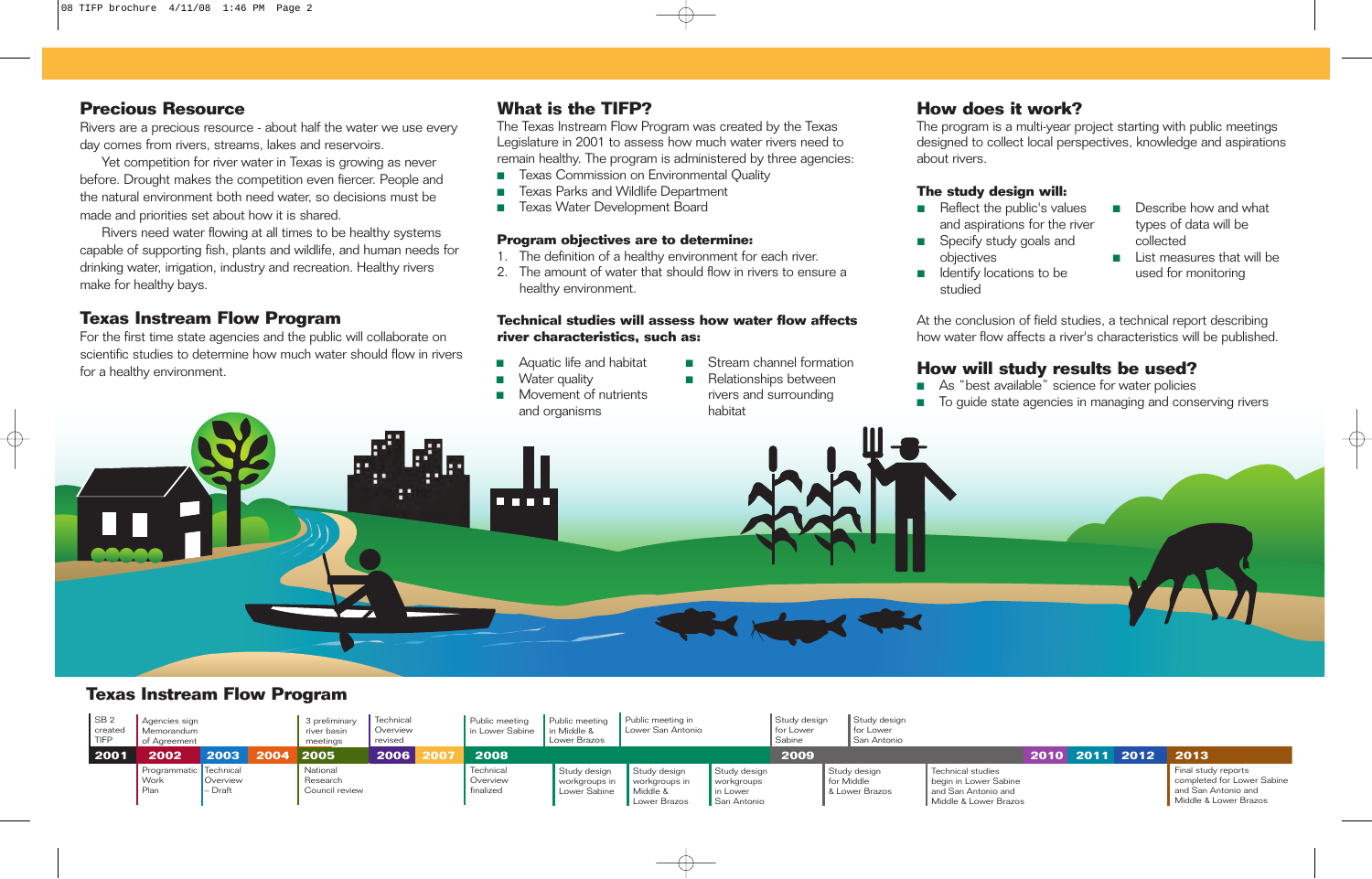## Precious Resource

Rivers are a precious resource - about half the water we use every day comes from rivers, streams, lakes and reservoirs.

Yet competition for river water in Texas is growing as never before. Drought makes the competition even fiercer. People and the natural environment both need water, so decisions must be made and priorities set about how it is shared.

Rivers need water flowing at all times to be healthy systems capable of supporting fish, plants and wildlife, and human needs for drinking water, irrigation, industry and recreation. Healthy rivers make for healthy bays.

## Texas Instream Flow Program

For the first time state agencies and the public will collaborate on scientific studies to determine how much water should flow in rivers for a healthy environment.

## What is the TIFP?

The Texas Instream Flow Program was created by the Texas Legislature in 2001 to assess how much water rivers need to remain healthy. The program is administered by three agencies:

- Texas Commission on Environmental Quality
- Texas Parks and Wildlife Department
- Texas Water Development Board

**Program objectives are to determine:**

1. The definition of a healthy environment for each river.
2. The amount of water that should flow in rivers to ensure a healthy environment.

**Technical studies will assess how water flow affects river characteristics, such as:**

- Aquatic life and habitat
- Water quality
- Movement of nutrients and organisms
- Stream channel formation
- Relationships between rivers and surrounding habitat

## How does it work?

The program is a multi-year project starting with public meetings designed to collect local perspectives, knowledge and aspirations about rivers.

**The study design will:**

- Reflect the public's values and aspirations for the river
- Specify study goals and objectives
- Identify locations to be studied
- Describe how and what types of data will be collected
- List measures that will be used for monitoring

At the conclusion of field studies, a technical report describing how water flow affects a river's characteristics will be published.

## How will study results be used?

- As "best available" science for water policies
- To guide state agencies in managing and conserving rivers

## Texas Instream Flow Program

2001
SB 2 created TIFP

2002
Agencies sign Memorandum of Agreement
Programmatic Work Plan

2003
Technical Overview – Draft

2004

2005
3 preliminary river basin meetings
National Research Council review

2006
Technical Overview revised

2007

2008
Public meeting in Lower Sabine
Technical Overview finalized
Public meeting in Middle & Lower Brazos
Study design workgroups in Lower Sabine
Public meeting in Lower San Antonio
Study design workgroups in Middle & Lower Brazos
Study design workgroups in Lower San Antonio

2009
Study design for Lower Sabine
Study design for Lower San Antonio
Study design for Middle & Lower Brazos
Technical studies begin in Lower Sabine and San Antonio and Middle & Lower Brazos

2010

2011

2012

2013
Final study reports completed for Lower Sabine and San Antonio and Middle & Lower Brazos